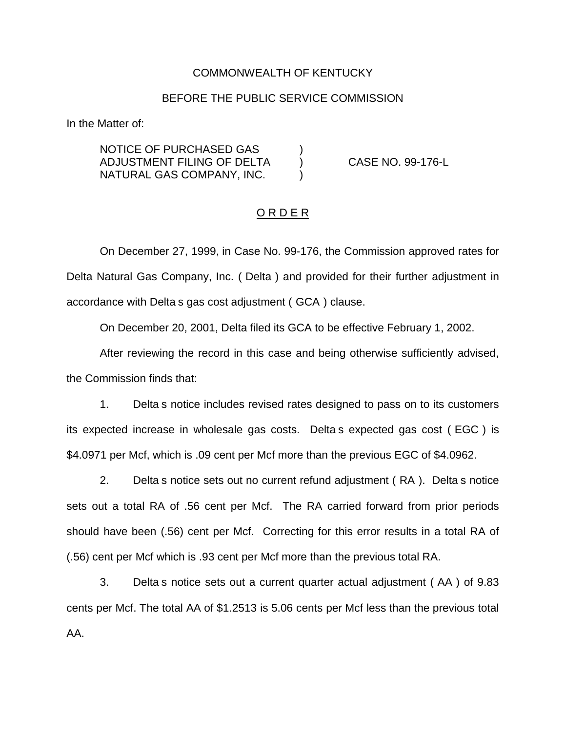COMMONWEALTH OF KENTUCKY

BEFORE THE PUBLIC SERVICE COMMISSION

In the Matter of:

NOTICE OF PURCHASED GAS ADJUSTMENT FILING OF DELTA NATURAL GAS COMPANY, INC. ) CASE NO. 99-176-L

O R D E R

On December 27, 1999, in Case No. 99-176, the Commission approved rates for Delta Natural Gas Company, Inc. ( Delta ) and provided for their further adjustment in accordance with Delta s gas cost adjustment ( GCA ) clause.

On December 20, 2001, Delta filed its GCA to be effective February 1, 2002.

After reviewing the record in this case and being otherwise sufficiently advised, the Commission finds that:

1. Delta s notice includes revised rates designed to pass on to its customers its expected increase in wholesale gas costs. Delta s expected gas cost ( EGC ) is $4.0971 per Mcf, which is .09 cent per Mcf more than the previous EGC of $4.0962.

2. Delta s notice sets out no current refund adjustment ( RA ). Delta s notice sets out a total RA of .56 cent per Mcf. The RA carried forward from prior periods should have been (.56) cent per Mcf. Correcting for this error results in a total RA of (.56) cent per Mcf which is .93 cent per Mcf more than the previous total RA.

3. Delta s notice sets out a current quarter actual adjustment ( AA ) of 9.83 cents per Mcf. The total AA of $1.2513 is 5.06 cents per Mcf less than the previous total AA.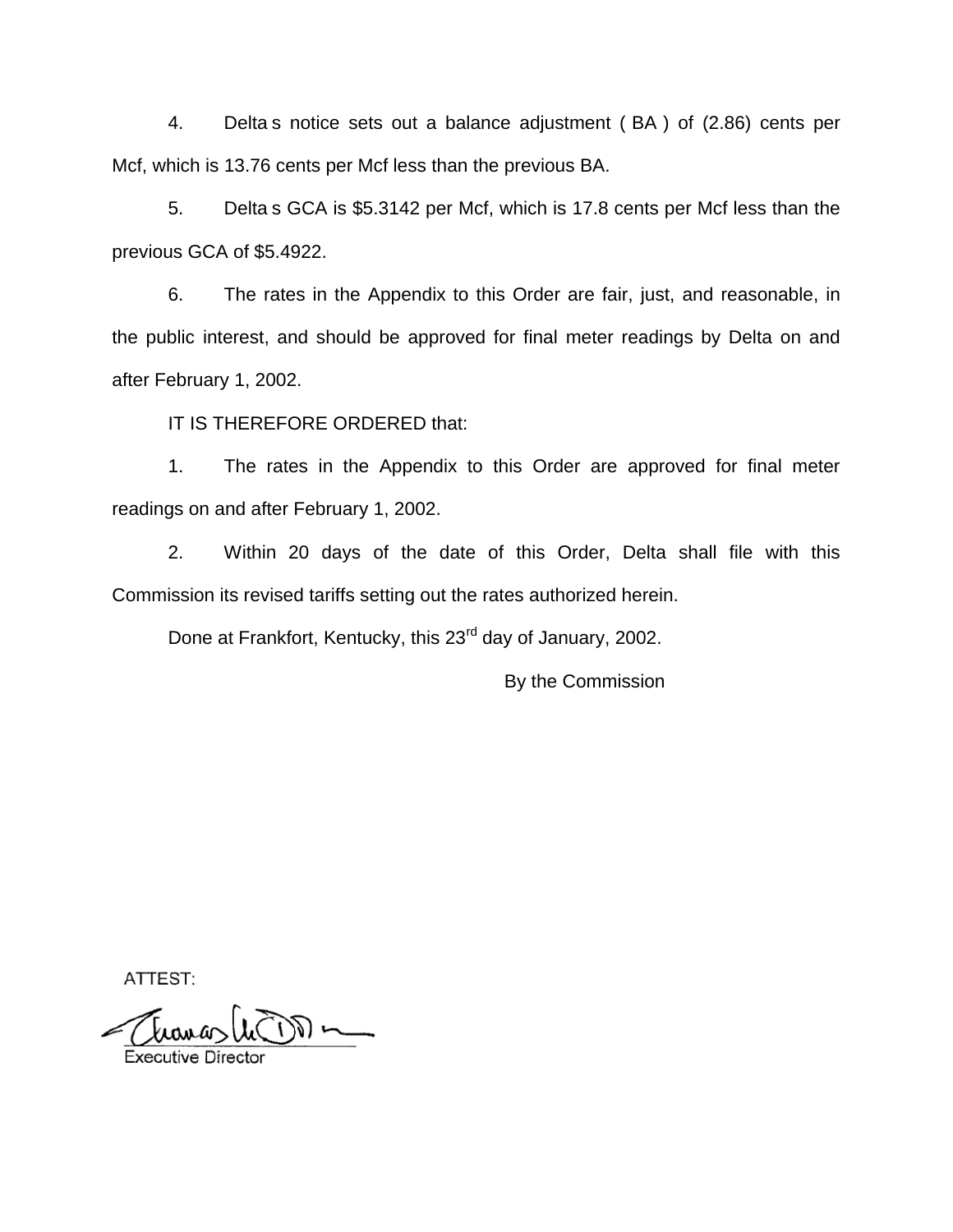4. Delta s notice sets out a balance adjustment ( BA ) of (2.86) cents per Mcf, which is 13.76 cents per Mcf less than the previous BA.

5. Delta s GCA is $5.3142 per Mcf, which is 17.8 cents per Mcf less than the previous GCA of $5.4922.

6. The rates in the Appendix to this Order are fair, just, and reasonable, in the public interest, and should be approved for final meter readings by Delta on and after February 1, 2002.

IT IS THEREFORE ORDERED that:

1. The rates in the Appendix to this Order are approved for final meter readings on and after February 1, 2002.

2. Within 20 days of the date of this Order, Delta shall file with this Commission its revised tariffs setting out the rates authorized herein.

Done at Frankfort, Kentucky, this 23rd day of January, 2002.

By the Commission

ATTEST:

Executive Director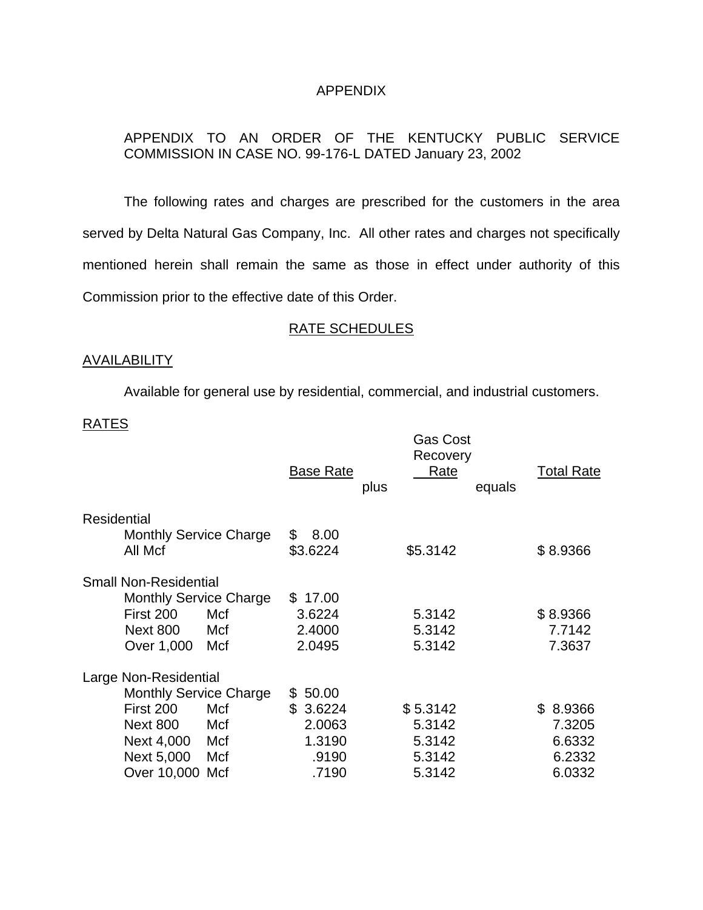APPENDIX

APPENDIX TO AN ORDER OF THE KENTUCKY PUBLIC SERVICE COMMISSION IN CASE NO. 99-176-L DATED January 23, 2002

The following rates and charges are prescribed for the customers in the area served by Delta Natural Gas Company, Inc. All other rates and charges not specifically mentioned herein shall remain the same as those in effect under authority of this Commission prior to the effective date of this Order.

RATE SCHEDULES

AVAILABILITY

Available for general use by residential, commercial, and industrial customers.

RATES

| | Base Rate | plus | Gas Cost Recovery Rate | equals | Total Rate |
|---|---|---|---|---|---|
| **Residential** | | | | | |
| Monthly Service Charge | $ 8.00 | | | | |
| All Mcf | $3.6224 | | $5.3142 | | $ 8.9366 |
| **Small Non-Residential** | | | | | |
| Monthly Service Charge | $ 17.00 | | | | |
| First 200 Mcf | 3.6224 | | 5.3142 | | $ 8.9366 |
| Next 800 Mcf | 2.4000 | | 5.3142 | | 7.7142 |
| Over 1,000 Mcf | 2.0495 | | 5.3142 | | 7.3637 |
| **Large Non-Residential** | | | | | |
| Monthly Service Charge | $ 50.00 | | | | |
| First 200 Mcf | $ 3.6224 | | $ 5.3142 | | $ 8.9366 |
| Next 800 Mcf | 2.0063 | | 5.3142 | | 7.3205 |
| Next 4,000 Mcf | 1.3190 | | 5.3142 | | 6.6332 |
| Next 5,000 Mcf | .9190 | | 5.3142 | | 6.2332 |
| Over 10,000 Mcf | .7190 | | 5.3142 | | 6.0332 |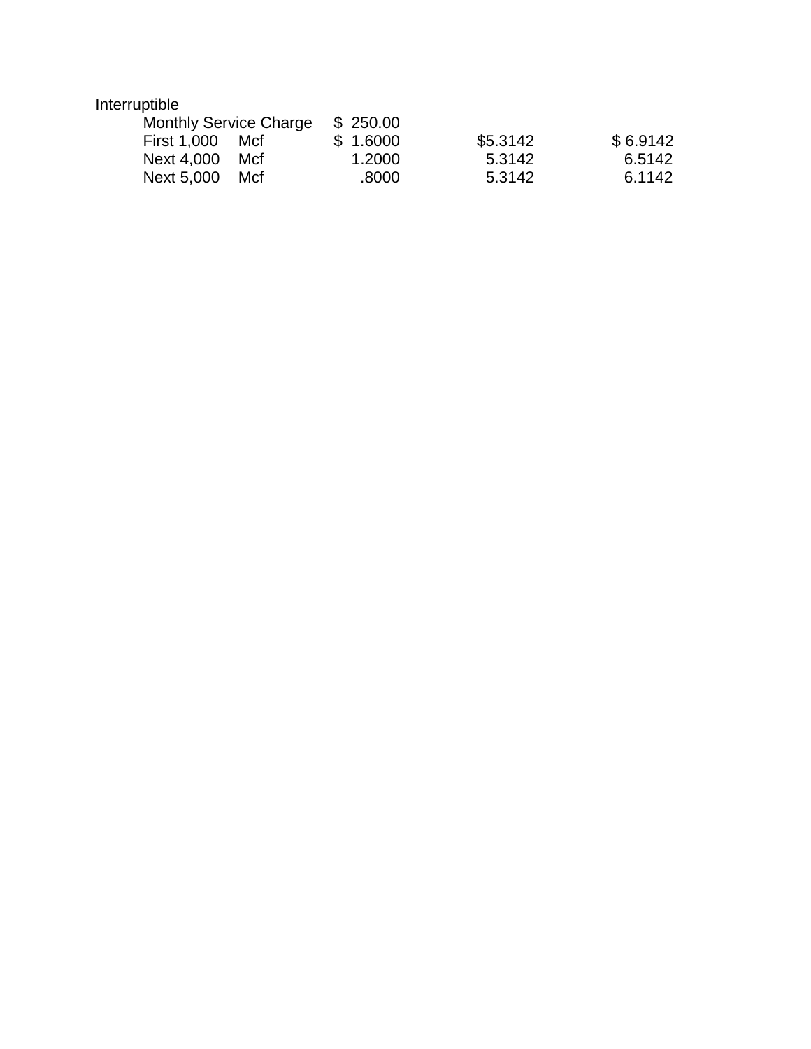Interruptible

| | | | | |
|---|---|---|---|---|
| Monthly Service Charge | | $ 250.00 | | |
| First 1,000 | Mcf | $ 1.6000 | $5.3142 | $ 6.9142 |
| Next 4,000 | Mcf | 1.2000 | 5.3142 | 6.5142 |
| Next 5,000 | Mcf | .8000 | 5.3142 | 6.1142 |